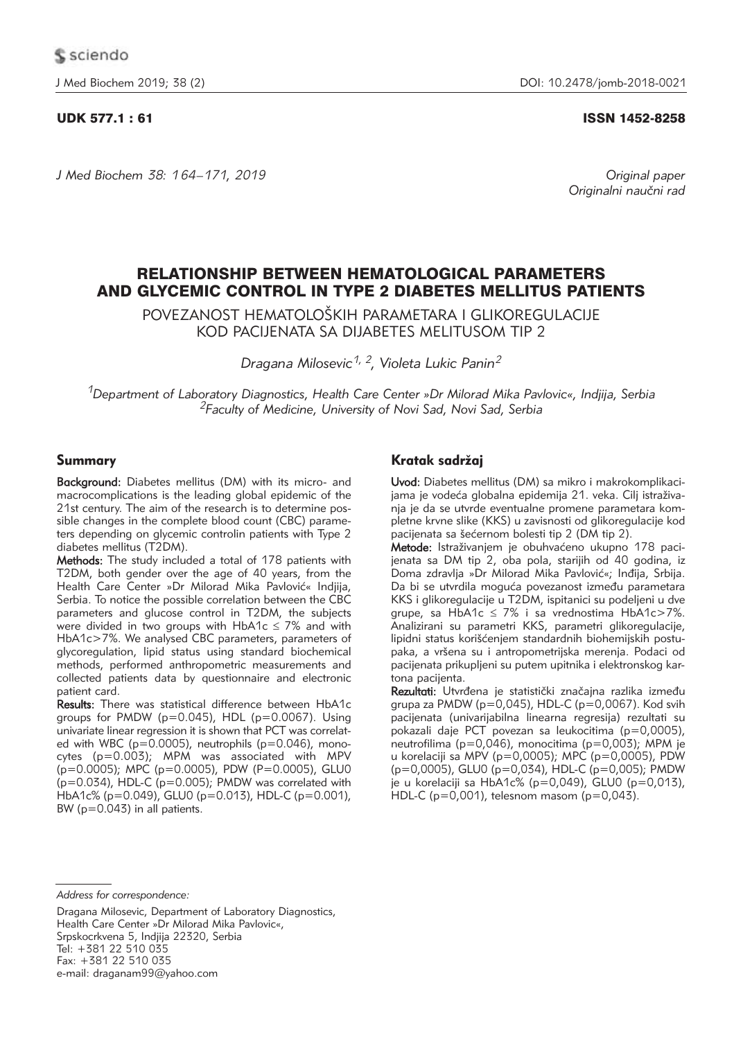UDK 577.1 : 61 ISSN 1452-8258

*J Med Biochem 38: 164–171, 2019*

*Original paper*
*Originalni naučni rad*

# RELATIONSHIP BETWEEN HEMATOLOGICAL PARAMETERS AND GLYCEMIC CONTROL IN TYPE 2 DIABETES MELLITUS PATIENTS

POVEZANOST HEMATOLOŠKIH PARAMETARA I GLIKOREGULACIJE KOD PACIJENATA SA DIJABETES MELITUSOM TIP 2

*Dragana Milosevic[1, 2], Violeta Lukic Panin[2]*

[1]*Department of Laboratory Diagnostics, Health Care Center »Dr Milorad Mika Pavlovic«, Indjija, Serbia*
[2]*Faculty of Medicine, University of Novi Sad, Novi Sad, Serbia*

## Summary

**Background:** Diabetes mellitus (DM) with its micro- and macrocomplications is the leading global epidemic of the 21st century. The aim of the research is to determine possible changes in the complete blood count (CBC) parameters depending on glycemic controlin patients with Type 2 diabetes mellitus (T2DM).

**Methods:** The study included a total of 178 patients with T2DM, both gender over the age of 40 years, from the Health Care Center »Dr Milorad Mika Pavlović« Indjija, Serbia. To notice the possible correlation between the CBC parameters and glucose control in T2DM, the subjects were divided in two groups with HbA1c ≤ 7% and with HbA1c>7%. We analysed CBC parameters, parameters of glycoregulation, lipid status using standard biochemical methods, performed anthropometric measurements and collected patients data by questionnaire and electronic patient card.

**Results:** There was statistical difference between HbA1c groups for PMDW (p=0.045), HDL (p=0.0067). Using univariate linear regression it is shown that PCT was correlated with WBC (p=0.0005), neutrophils (p=0.046), monocytes (p=0.003); MPM was associated with MPV (p=0.0005); MPC (p=0.0005), PDW (P=0.0005), GLU0 (p=0.034), HDL-C (p=0.005); PMDW was correlated with HbA1c% (p=0.049), GLU0 (p=0.013), HDL-C (p=0.001), BW (p=0.043) in all patients.

## Kratak sadržaj

**Uvod:** Diabetes mellitus (DM) sa mikro i makrokomplikacijama je vodeća globalna epidemija 21. veka. Cilj istraživanja je da se utvrde eventualne promene parametara kompletne krvne slike (KKS) u zavisnosti od glikoregulacije kod pacijenata sa šećernom bolesti tip 2 (DM tip 2).

**Metode:** Istraživanjem je obuhvaćeno ukupno 178 pacijenata sa DM tip 2, oba pola, starijih od 40 godina, iz Doma zdravlja »Dr Milorad Mika Pavlović«; Inđija, Srbija. Da bi se utvrdila moguća povezanost između parametara KKS i glikoregulacije u T2DM, ispitanici su podeljeni u dve grupe, sa HbA1c ≤ 7% i sa vrednostima HbA1c>7%. Analizirani su parametri KKS, parametri glikoregulacije, lipidni status korišćenjem standardnih biohemijskih postupaka, a vršena su i antropometrijska merenja. Podaci od pacijenata prikupljeni su putem upitnika i elektronskog kartona pacijenta.

**Rezultati:** Utvrđena je statistički značajna razlika između grupa za PMDW (p=0,045), HDL-C (p=0,0067). Kod svih pacijenata (univarijabilna linearna regresija) rezultati su pokazali daje PCT povezan sa leukocitima (p=0,0005), neutrofilima (p=0,046), monocitima (p=0,003); MPM je u korelaciji sa MPV (p=0,0005); MPC (p=0,0005), PDW (p=0,0005), GLU0 (p=0,034), HDL-C (p=0,005); PMDW je u korelaciji sa HbA1c% (p=0,049), GLU0 (p=0,013), HDL-C (p=0,001), telesnom masom (p=0,043).

*Address for correspondence:*

Dragana Milosevic, Department of Laboratory Diagnostics, Health Care Center »Dr Milorad Mika Pavlovic«, Srpskocrkvena 5, Indjija 22320, Serbia
Tel: +381 22 510 035
Fax: +381 22 510 035
e-mail: draganam99@yahoo.com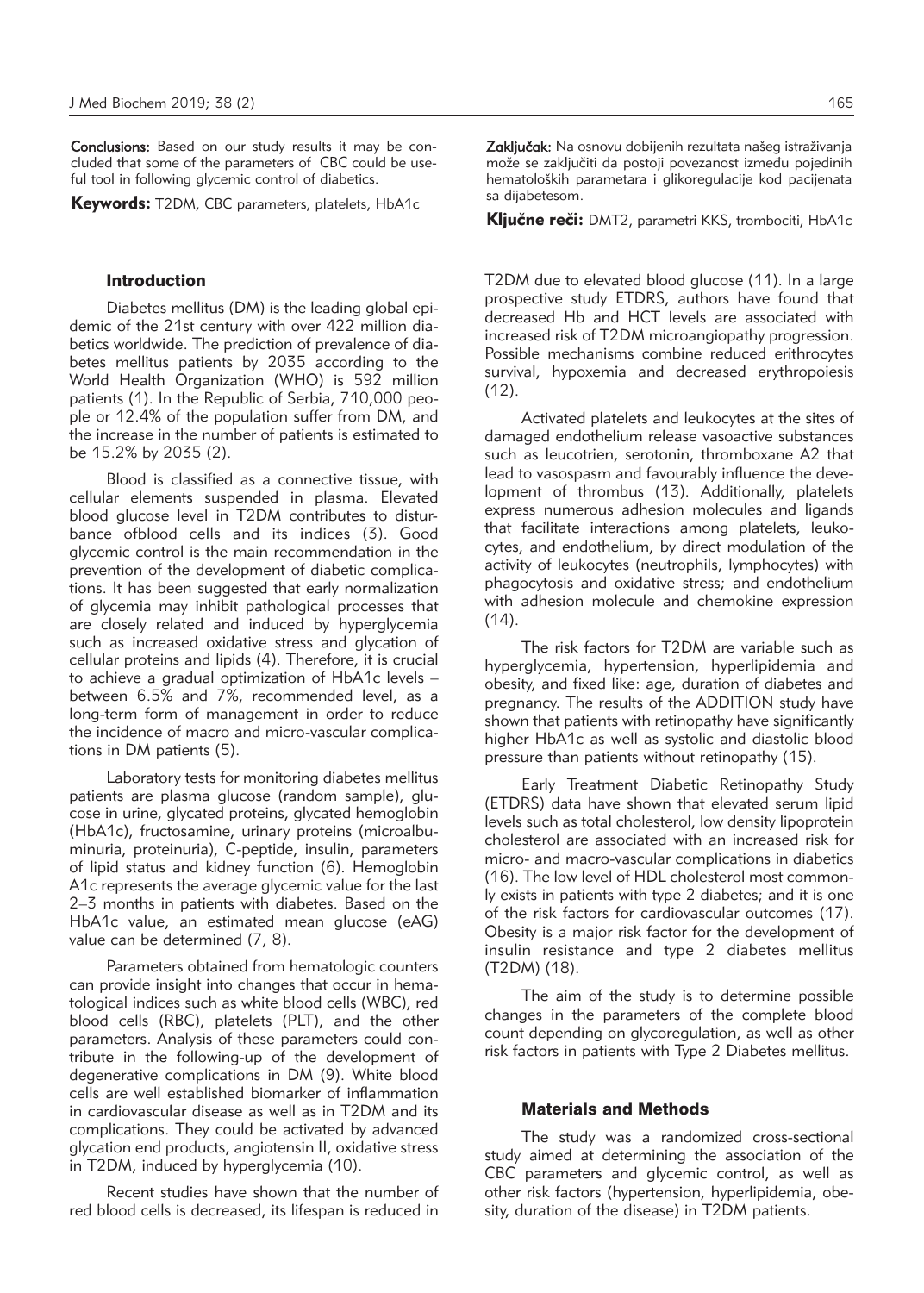**Conclusions:** Based on our study results it may be concluded that some of the parameters of CBC could be useful tool in following glycemic control of diabetics.

**Keywords:** T2DM, CBC parameters, platelets, HbA1c

**Zaključak:** Na osnovu dobijenih rezultata našeg istraživanja može se zaključiti da postoji povezanost između pojedinih hematoloških parametara i glikoregulacije kod pacijenata sa dijabetesom.

**Ključne reči:** DMT2, parametri KKS, trombociti, HbA1c

## Introduction

Diabetes mellitus (DM) is the leading global epidemic of the 21st century with over 422 million diabetics worldwide. The prediction of prevalence of diabetes mellitus patients by 2035 according to the World Health Organization (WHO) is 592 million patients (1). In the Republic of Serbia, 710,000 people or 12.4% of the population suffer from DM, and the increase in the number of patients is estimated to be 15.2% by 2035 (2).

Blood is classified as a connective tissue, with cellular elements suspended in plasma. Elevated blood glucose level in T2DM contributes to disturbance ofblood cells and its indices (3). Good glycemic control is the main recommendation in the prevention of the development of diabetic complications. It has been suggested that early normalization of glycemia may inhibit pathological processes that are closely related and induced by hyperglycemia such as increased oxidative stress and glycation of cellular proteins and lipids (4). Therefore, it is crucial to achieve a gradual optimization of HbA1c levels – between 6.5% and 7%, recommended level, as a long-term form of management in order to reduce the incidence of macro and micro-vascular complications in DM patients (5).

Laboratory tests for monitoring diabetes mellitus patients are plasma glucose (random sample), glucose in urine, glycated proteins, glycated hemoglobin (HbA1c), fructosamine, urinary proteins (microalbuminuria, proteinuria), C-peptide, insulin, parameters of lipid status and kidney function (6). Hemoglobin A1c represents the average glycemic value for the last 2–3 months in patients with diabetes. Based on the HbA1c value, an estimated mean glucose (eAG) value can be determined (7, 8).

Parameters obtained from hematologic counters can provide insight into changes that occur in hematological indices such as white blood cells (WBC), red blood cells (RBC), platelets (PLT), and the other parameters. Analysis of these parameters could contribute in the following-up of the development of degenerative complications in DM (9). White blood cells are well established biomarker of inflammation in cardiovascular disease as well as in T2DM and its complications. They could be activated by advanced glycation end products, angiotensin II, oxidative stress in T2DM, induced by hyperglycemia (10).

Recent studies have shown that the number of red blood cells is decreased, its lifespan is reduced in T2DM due to elevated blood glucose (11). In a large prospective study ETDRS, authors have found that decreased Hb and HCT levels are associated with increased risk of T2DM microangiopathy progression. Possible mechanisms combine reduced erithrocytes survival, hypoxemia and decreased erythropoiesis (12).

Activated platelets and leukocytes at the sites of damaged endothelium release vasoactive substances such as leucotrien, serotonin, thromboxane A2 that lead to vasospasm and favourably influence the development of thrombus (13). Additionally, platelets express numerous adhesion molecules and ligands that facilitate interactions among platelets, leukocytes, and endothelium, by direct modulation of the activity of leukocytes (neutrophils, lymphocytes) with phagocytosis and oxidative stress; and endothelium with adhesion molecule and chemokine expression (14).

The risk factors for T2DM are variable such as hyperglycemia, hypertension, hyperlipidemia and obesity, and fixed like: age, duration of diabetes and pregnancy. The results of the ADDITION study have shown that patients with retinopathy have significantly higher HbA1c as well as systolic and diastolic blood pressure than patients without retinopathy (15).

Early Treatment Diabetic Retinopathy Study (ETDRS) data have shown that elevated serum lipid levels such as total cholesterol, low density lipoprotein cholesterol are associated with an increased risk for micro- and macro-vascular complications in diabetics (16). The low level of HDL cholesterol most commonly exists in patients with type 2 diabetes; and it is one of the risk factors for cardiovascular outcomes (17). Obesity is a major risk factor for the development of insulin resistance and type 2 diabetes mellitus (T2DM) (18).

The aim of the study is to determine possible changes in the parameters of the complete blood count depending on glycoregulation, as well as other risk factors in patients with Type 2 Diabetes mellitus.

## Materials and Methods

The study was a randomized cross-sectional study aimed at determining the association of the CBC parameters and glycemic control, as well as other risk factors (hypertension, hyperlipidemia, obesity, duration of the disease) in T2DM patients.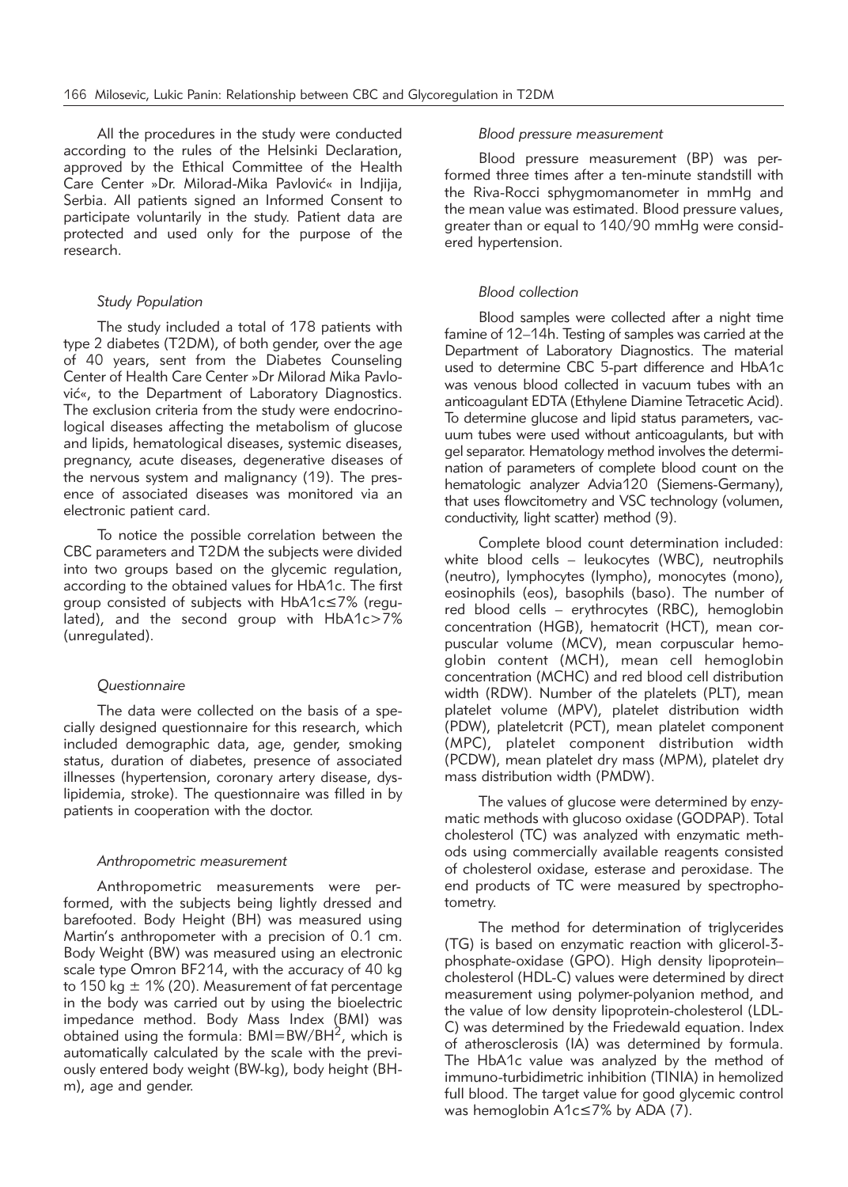All the procedures in the study were conducted according to the rules of the Helsinki Declaration, approved by the Ethical Committee of the Health Care Center »Dr. Milorad-Mika Pavlović« in Indjija, Serbia. All patients signed an Informed Consent to participate voluntarily in the study. Patient data are protected and used only for the purpose of the research.

### *Study Population*

The study included a total of 178 patients with type 2 diabetes (T2DM), of both gender, over the age of 40 years, sent from the Diabetes Counseling Center of Health Care Center »Dr Milorad Mika Pavlović«, to the Department of Laboratory Diagnostics. The exclusion criteria from the study were endocrinological diseases affecting the metabolism of glucose and lipids, hematological diseases, systemic diseases, pregnancy, acute diseases, degenerative diseases of the nervous system and malignancy (19). The presence of associated diseases was monitored via an electronic patient card.

To notice the possible correlation between the CBC parameters and T2DM the subjects were divided into two groups based on the glycemic regulation, according to the obtained values for HbA1c. The first group consisted of subjects with HbA1c≤7% (regulated), and the second group with HbA1c>7% (unregulated).

### *Questionnaire*

The data were collected on the basis of a specially designed questionnaire for this research, which included demographic data, age, gender, smoking status, duration of diabetes, presence of associated illnesses (hypertension, coronary artery disease, dyslipidemia, stroke). The questionnaire was filled in by patients in cooperation with the doctor.

### *Anthropometric measurement*

Anthropometric measurements were performed, with the subjects being lightly dressed and barefooted. Body Height (BH) was measured using Martin's anthropometer with a precision of 0.1 cm. Body Weight (BW) was measured using an electronic scale type Omron BF214, with the accuracy of 40 kg to 150 kg ± 1% (20). Measurement of fat percentage in the body was carried out by using the bioelectric impedance method. Body Mass Index (BMI) was obtained using the formula: $BMI=BW/BH^2$, which is automatically calculated by the scale with the previously entered body weight (BW-kg), body height (BH-m), age and gender.

### *Blood pressure measurement*

Blood pressure measurement (BP) was performed three times after a ten-minute standstill with the Riva-Rocci sphygmomanometer in mmHg and the mean value was estimated. Blood pressure values, greater than or equal to 140/90 mmHg were considered hypertension.

### *Blood collection*

Blood samples were collected after a night time famine of 12–14h. Testing of samples was carried at the Department of Laboratory Diagnostics. The material used to determine CBC 5-part difference and HbA1c was venous blood collected in vacuum tubes with an anticoagulant EDTA (Ethylene Diamine Tetracetic Acid). To determine glucose and lipid status parameters, vacuum tubes were used without anticoagulants, but with gel separator. Hematology method involves the determination of parameters of complete blood count on the hematologic analyzer Advia120 (Siemens-Germany), that uses flowcitometry and VSC technology (volumen, conductivity, light scatter) method (9).

Complete blood count determination included: white blood cells – leukocytes (WBC), neutrophils (neutro), lymphocytes (lympho), monocytes (mono), eosinophils (eos), basophils (baso). The number of red blood cells – erythrocytes (RBC), hemoglobin concentration (HGB), hematocrit (HCT), mean corpuscular volume (MCV), mean corpuscular hemoglobin content (MCH), mean cell hemoglobin concentration (MCHC) and red blood cell distribution width (RDW). Number of the platelets (PLT), mean platelet volume (MPV), platelet distribution width (PDW), plateletcrit (PCT), mean platelet component (MPC), platelet component distribution width (PCDW), mean platelet dry mass (MPM), platelet dry mass distribution width (PMDW).

The values of glucose were determined by enzymatic methods with glucoso oxidase (GODPAP). Total cholesterol (TC) was analyzed with enzymatic methods using commercially available reagents consisted of cholesterol oxidase, esterase and peroxidase. The end products of TC were measured by spectrophotometry.

The method for determination of triglycerides (TG) is based on enzymatic reaction with glicerol-3-phosphate-oxidase (GPO). High density lipoprotein–cholesterol (HDL-C) values were determined by direct measurement using polymer-polyanion method, and the value of low density lipoprotein-cholesterol (LDL-C) was determined by the Friedewald equation. Index of atherosclerosis (IA) was determined by formula. The HbA1c value was analyzed by the method of immuno-turbidimetric inhibition (TINIA) in hemolized full blood. The target value for good glycemic control was hemoglobin A1c≤7% by ADA (7).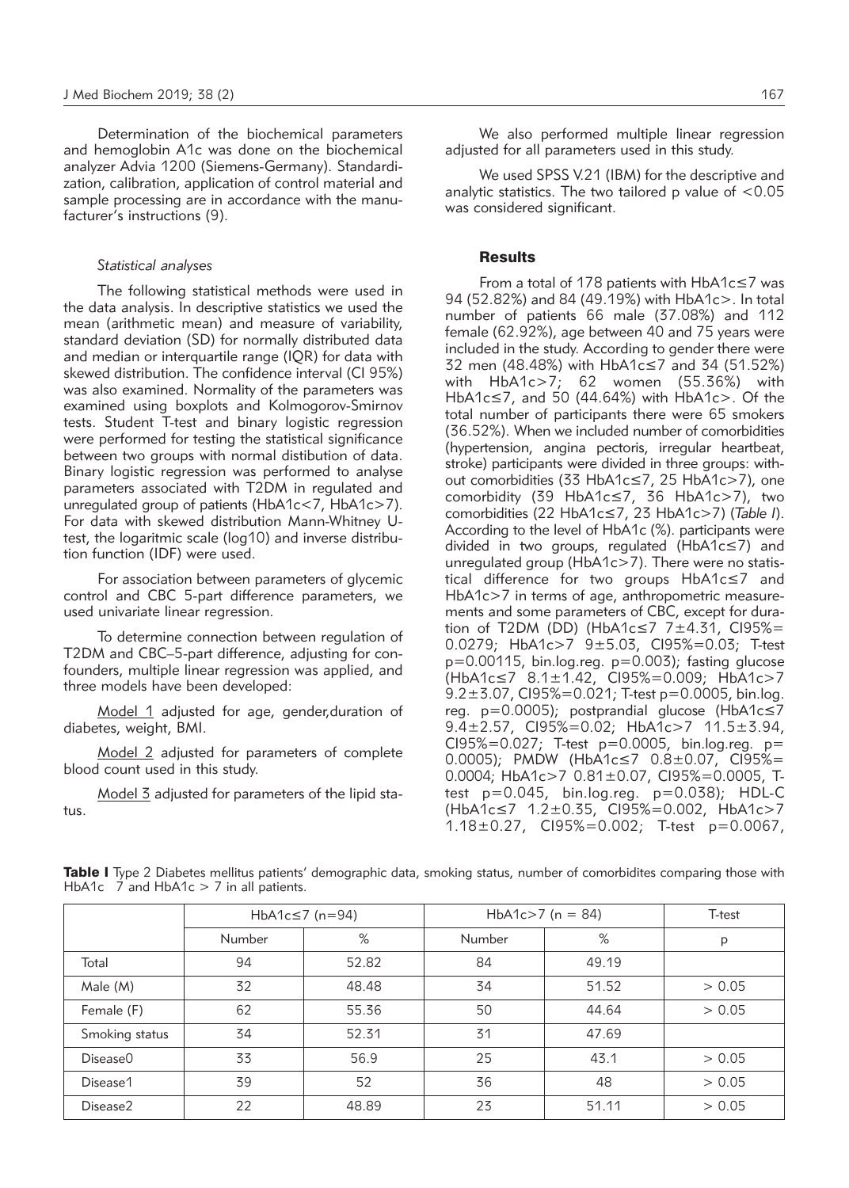Determination of the biochemical parameters and hemoglobin A1c was done on the biochemical analyzer Advia 1200 (Siemens-Germany). Standardization, calibration, application of control material and sample processing are in accordance with the manufacturer's instructions (9).

### *Statistical analyses*

The following statistical methods were used in the data analysis. In descriptive statistics we used the mean (arithmetic mean) and measure of variability, standard deviation (SD) for normally distributed data and median or interquartile range (IQR) for data with skewed distribution. The confidence interval (CI 95%) was also examined. Normality of the parameters was examined using boxplots and Kolmogorov-Smirnov tests. Student T-test and binary logistic regression were performed for testing the statistical significance between two groups with normal distibution of data. Binary logistic regression was performed to analyse parameters associated with T2DM in regulated and unregulated group of patients (HbA1c<7, HbA1c>7). For data with skewed distribution Mann-Whitney U-test, the logaritmic scale (log10) and inverse distribution function (IDF) were used.

For association between parameters of glycemic control and CBC 5-part difference parameters, we used univariate linear regression.

To determine connection between regulation of T2DM and CBC–5-part difference, adjusting for confounders, multiple linear regression was applied, and three models have been developed:

Model 1 adjusted for age, gender,duration of diabetes, weight, BMI.

Model 2 adjusted for parameters of complete blood count used in this study.

Model 3 adjusted for parameters of the lipid status.

We also performed multiple linear regression adjusted for all parameters used in this study.

We used SPSS V.21 (IBM) for the descriptive and analytic statistics. The two tailored p value of <0.05 was considered significant.

## Results

From a total of 178 patients with HbA1c≤7 was 94 (52.82%) and 84 (49.19%) with HbA1c>. In total number of patients 66 male (37.08%) and 112 female (62.92%), age between 40 and 75 years were included in the study. According to gender there were 32 men (48.48%) with HbA1c≤7 and 34 (51.52%) with HbA1c>7; 62 women (55.36%) with HbA1c≤7, and 50 (44.64%) with HbA1c>. Of the total number of participants there were 65 smokers (36.52%). When we included number of comorbidities (hypertension, angina pectoris, irregular heartbeat, stroke) participants were divided in three groups: without comorbidities (33 HbA1c≤7, 25 HbA1c>7), one comorbidity (39 HbA1c≤7, 36 HbA1c>7), two comorbidities (22 HbA1c≤7, 23 HbA1c>7) (*Table I*). According to the level of HbA1c (%). participants were divided in two groups, regulated (HbA1c≤7) and unregulated group (HbA1c>7). There were no statistical difference for two groups HbA1c≤7 and HbA1c>7 in terms of age, anthropometric measurements and some parameters of CBC, except for duration of T2DM (DD) (HbA1c≤7 7±4.31, CI95%= 0.0279; HbA1c>7 9±5.03, CI95%=0.03; T-test p=0.00115, bin.log.reg. p=0.003); fasting glucose (HbA1c≤7 8.1±1.42, CI95%=0.009; HbA1c>7 9.2±3.07, CI95%=0.021; T-test p=0.0005, bin.log. reg. p=0.0005); postprandial glucose (HbA1c≤7 9.4±2.57, CI95%=0.02; HbA1c>7 11.5±3.94, CI95%=0.027; T-test p=0.0005, bin.log.reg. p= 0.0005); PMDW (HbA1c≤7 0.8±0.07, CI95%= 0.0004; HbA1c>7 0.81±0.07, CI95%=0.0005, T-test p=0.045, bin.log.reg. p=0.038); HDL-C (HbA1c≤7 1.2±0.35, CI95%=0.002, HbA1c>7 1.18±0.27, CI95%=0.002; T-test p=0.0067,

**Table I** Type 2 Diabetes mellitus patients' demographic data, smoking status, number of comorbidites comparing those with HbA1c 7 and HbA1c > 7 in all patients.

| | HbA1c≤7 (n=94) | | HbA1c>7 (n = 84) | | T-test |
|---|---|---|---|---|---|
| | Number | % | Number | % | p |
| Total | 94 | 52.82 | 84 | 49.19 | |
| Male (M) | 32 | 48.48 | 34 | 51.52 | > 0.05 |
| Female (F) | 62 | 55.36 | 50 | 44.64 | > 0.05 |
| Smoking status | 34 | 52.31 | 31 | 47.69 | |
| Disease0 | 33 | 56.9 | 25 | 43.1 | > 0.05 |
| Disease1 | 39 | 52 | 36 | 48 | > 0.05 |
| Disease2 | 22 | 48.89 | 23 | 51.11 | > 0.05 |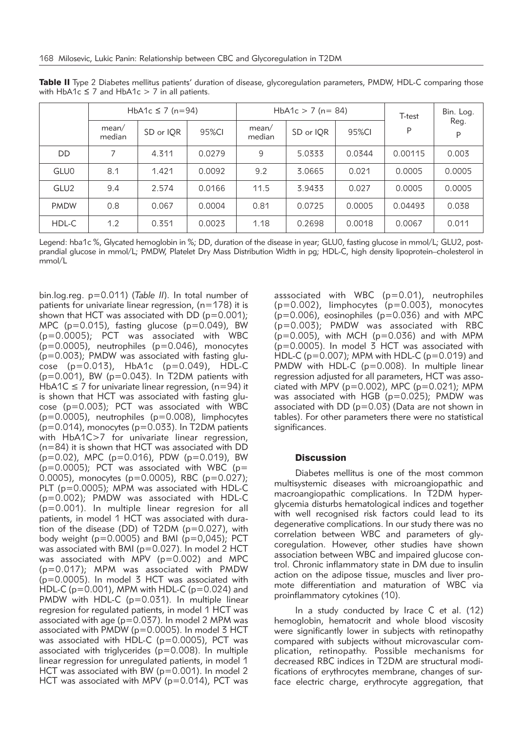**Table II** Type 2 Diabetes mellitus patients' duration of disease, glycoregulation parameters, PMDW, HDL-C comparing those with HbA1c ≤ 7 and HbA1c > 7 in all patients.

| | HbA1c ≤ 7 (n=94) | | | HbA1c > 7 (n= 84) | | | T-test | Bin. Log. Reg. |
|---|---|---|---|---|---|---|---|---|
| | mean/ median | SD or IQR | 95%CI | mean/ median | SD or IQR | 95%CI | P | P |
| DD | 7 | 4.311 | 0.0279 | 9 | 5.0333 | 0.0344 | 0.00115 | 0.003 |
| GLU0 | 8.1 | 1.421 | 0.0092 | 9.2 | 3.0665 | 0.021 | 0.0005 | 0.0005 |
| GLU2 | 9.4 | 2.574 | 0.0166 | 11.5 | 3.9433 | 0.027 | 0.0005 | 0.0005 |
| PMDW | 0.8 | 0.067 | 0.0004 | 0.81 | 0.0725 | 0.0005 | 0.04493 | 0.038 |
| HDL-C | 1.2 | 0.351 | 0.0023 | 1.18 | 0.2698 | 0.0018 | 0.0067 | 0.011 |

Legend: hba1c %, Glycated hemoglobin in %; DD, duration of the disease in year; GLU0, fasting glucose in mmol/L; GLU2, postprandial glucose in mmol/L; PMDW, Platelet Dry Mass Distribution Width in pg; HDL-C, high density lipoprotein–cholesterol in mmol/L

bin.log.reg. p=0.011) (*Table II*). In total number of patients for univariate linear regression, (n=178) it is shown that HCT was associated with DD (p=0.001); MPC (p=0.015), fasting glucose (p=0.049), BW (p=0.0005); PCT was associated with WBC (p=0.0005), neutrophiles (p=0.046), monocytes (p=0.003); PMDW was associated with fasting glucose (p=0.013), HbA1c (p=0.049), HDL-C (p=0.001), BW (p=0.043). In T2DM patients with HbA1C ≤ 7 for univariate linear regression, (n=94) it is shown that HCT was associated with fasting glucose (p=0.003); PCT was associated with WBC (p=0.0005), neutrophiles (p=0.008), limphocytes (p=0.014), monocytes (p=0.033). In T2DM patients with HbA1C>7 for univariate linear regression, (n=84) it is shown that HCT was associated with DD (p=0.02), MPC (p=0.016), PDW (p=0.019), BW (p=0.0005); PCT was associated with WBC (p= 0.0005), monocytes (p=0.0005), RBC (p=0.027); PLT (p=0.0005); MPM was associated with HDL-C (p=0.002); PMDW was associated with HDL-C (p=0.001). In multiple linear regresion for all patients, in model 1 HCT was associated with duration of the disease (DD) of T2DM (p=0.027), with body weight (p=0.0005) and BMI (p=0,045); PCT was associated with BMI (p=0.027). In model 2 HCT was associated with MPV (p=0.002) and MPC (p=0.017); MPM was associated with PMDW (p=0.0005). In model 3 HCT was associated with HDL-C (p=0.001), MPM with HDL-C (p=0.024) and PMDW with HDL-C (p=0.031). In multiple linear regresion for regulated patients, in model 1 HCT was associated with age (p=0.037). In model 2 MPM was associated with PMDW (p=0.0005). In model 3 HCT was associated with HDL-C (p=0.0005), PCT was associated with triglycerides (p=0.008). In multiple linear regression for unregulated patients, in model 1 HCT was associated with BW (p=0.001). In model 2 HCT was associated with MPV (p=0.014), PCT was asssociated with WBC (p=0.01), neutrophiles (p=0.002), limphocytes (p=0.003), monocytes (p=0.006), eosinophiles (p=0.036) and with MPC (p=0.003); PMDW was associated with RBC (p=0.005), with MCH (p=0.036) and with MPM (p=0.0005). In model 3 HCT was associated with HDL-C (p=0.007); MPM with HDL-C (p=0.019) and PMDW with HDL-C (p=0.008). In multiple linear regression adjusted for all parameters, HCT was associated with MPV (p=0.002), MPC (p=0.021); MPM was associated with HGB (p=0.025); PMDW was associated with DD (p=0.03) (Data are not shown in tables). For other parameters there were no statistical significances.

## Discussion

Diabetes mellitus is one of the most common multisystemic diseases with microangiopathic and macroangiopathic complications. In T2DM hyperglycemia disturbs hematological indices and together with well recognised risk factors could lead to its degenerative complications. In our study there was no correlation between WBC and parameters of glycoregulation. However, other studies have shown association between WBC and impaired glucose control. Chronic inflammatory state in DM due to insulin action on the adipose tissue, muscles and liver promote differentiation and maturation of WBC via proinflammatory cytokines (10).

In a study conducted by Irace C et al. (12) hemoglobin, hematocrit and whole blood viscosity were significantly lower in subjects with retinopathy compared with subjects without microvascular complication, retinopathy. Possible mechanisms for decreased RBC indices in T2DM are structural modifications of erythrocytes membrane, changes of surface electric charge, erythrocyte aggregation, that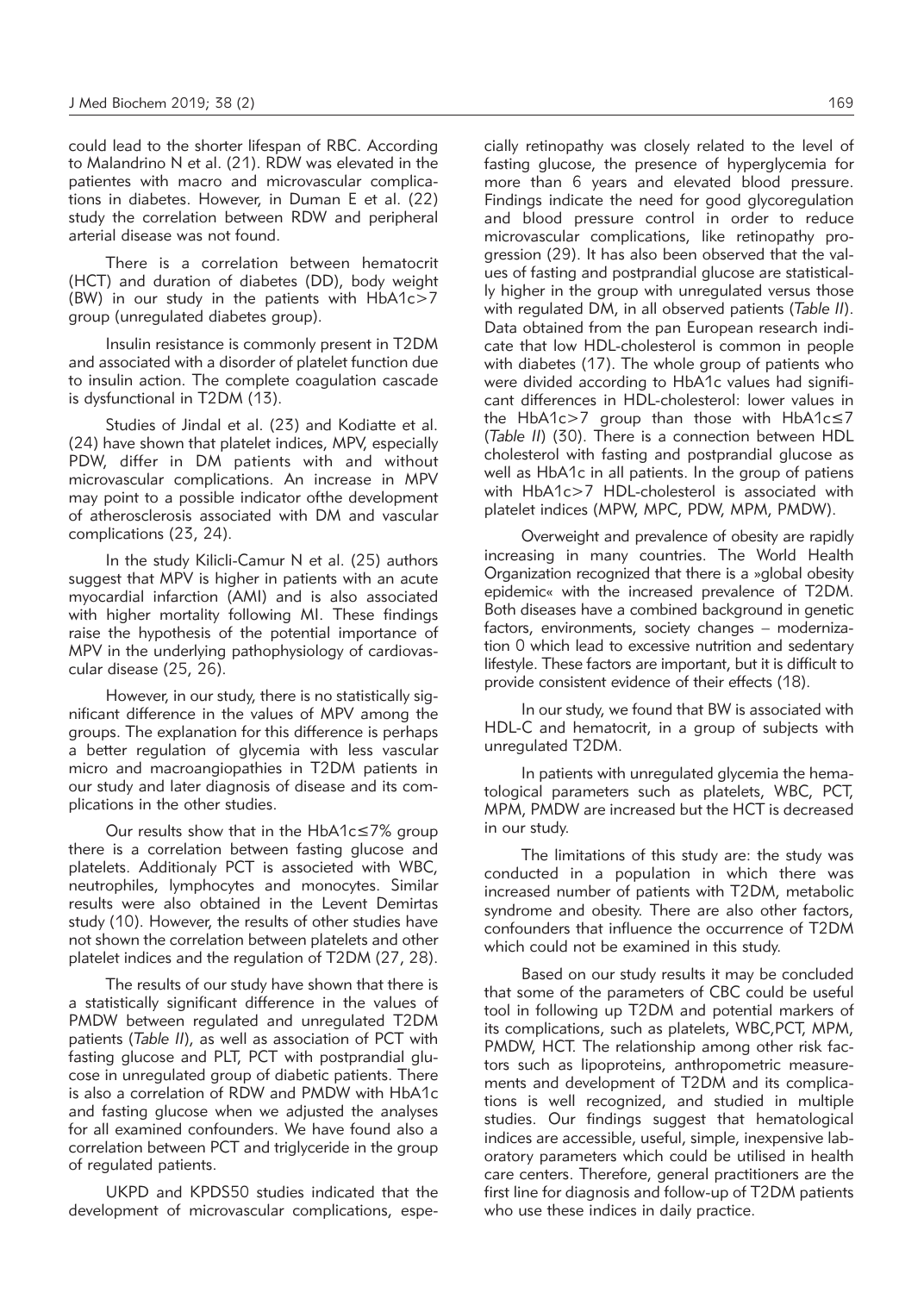could lead to the shorter lifespan of RBC. According to Malandrino N et al. (21). RDW was elevated in the patientes with macro and microvascular complications in diabetes. However, in Duman E et al. (22) study the correlation between RDW and peripheral arterial disease was not found.

There is a correlation between hematocrit (HCT) and duration of diabetes (DD), body weight (BW) in our study in the patients with HbA1c>7 group (unregulated diabetes group).

Insulin resistance is commonly present in T2DM and associated with a disorder of platelet function due to insulin action. The complete coagulation cascade is dysfunctional in T2DM (13).

Studies of Jindal et al. (23) and Kodiatte et al. (24) have shown that platelet indices, MPV, especially PDW, differ in DM patients with and without microvascular complications. An increase in MPV may point to a possible indicator ofthe development of atherosclerosis associated with DM and vascular complications (23, 24).

In the study Kilicli-Camur N et al. (25) authors suggest that MPV is higher in patients with an acute myocardial infarction (AMI) and is also associated with higher mortality following MI. These findings raise the hypothesis of the potential importance of MPV in the underlying pathophysiology of cardiovascular disease (25, 26).

However, in our study, there is no statistically significant difference in the values of MPV among the groups. The explanation for this difference is perhaps a better regulation of glycemia with less vascular micro and macroangiopathies in T2DM patients in our study and later diagnosis of disease and its complications in the other studies.

Our results show that in the HbA1c≤7% group there is a correlation between fasting glucose and platelets. Additionaly PCT is associeted with WBC, neutrophiles, lymphocytes and monocytes. Similar results were also obtained in the Levent Demirtas study (10). However, the results of other studies have not shown the correlation between platelets and other platelet indices and the regulation of T2DM (27, 28).

The results of our study have shown that there is a statistically significant difference in the values of PMDW between regulated and unregulated T2DM patients (*Table II*), as well as association of PCT with fasting glucose and PLT, PCT with postprandial glucose in unregulated group of diabetic patients. There is also a correlation of RDW and PMDW with HbA1c and fasting glucose when we adjusted the analyses for all examined confounders. We have found also a correlation between PCT and triglyceride in the group of regulated patients.

UKPD and KPDS50 studies indicated that the development of microvascular complications, especially retinopathy was closely related to the level of fasting glucose, the presence of hyperglycemia for more than 6 years and elevated blood pressure. Findings indicate the need for good glycoregulation and blood pressure control in order to reduce microvascular complications, like retinopathy progression (29). It has also been observed that the values of fasting and postprandial glucose are statistically higher in the group with unregulated versus those with regulated DM, in all observed patients (*Table II*). Data obtained from the pan European research indicate that low HDL-cholesterol is common in people with diabetes (17). The whole group of patients who were divided according to HbA1c values had significant differences in HDL-cholesterol: lower values in the HbA1c>7 group than those with HbA1c≤7 (*Table II*) (30). There is a connection between HDL cholesterol with fasting and postprandial glucose as well as HbA1c in all patients. In the group of patiens with HbA1c>7 HDL-cholesterol is associated with platelet indices (MPW, MPC, PDW, MPM, PMDW).

Overweight and prevalence of obesity are rapidly increasing in many countries. The World Health Organization recognized that there is a »global obesity epidemic« with the increased prevalence of T2DM. Both diseases have a combined background in genetic factors, environments, society changes – modernization 0 which lead to excessive nutrition and sedentary lifestyle. These factors are important, but it is difficult to provide consistent evidence of their effects (18).

In our study, we found that BW is associated with HDL-C and hematocrit, in a group of subjects with unregulated T2DM.

In patients with unregulated glycemia the hematological parameters such as platelets, WBC, PCT, MPM, PMDW are increased but the HCT is decreased in our study.

The limitations of this study are: the study was conducted in a population in which there was increased number of patients with T2DM, metabolic syndrome and obesity. There are also other factors, confounders that influence the occurrence of T2DM which could not be examined in this study.

Based on our study results it may be concluded that some of the parameters of CBC could be useful tool in following up T2DM and potential markers of its complications, such as platelets, WBC,PCT, MPM, PMDW, HCT. The relationship among other risk factors such as lipoproteins, anthropometric measurements and development of T2DM and its complications is well recognized, and studied in multiple studies. Our findings suggest that hematological indices are accessible, useful, simple, inexpensive laboratory parameters which could be utilised in health care centers. Therefore, general practitioners are the first line for diagnosis and follow-up of T2DM patients who use these indices in daily practice.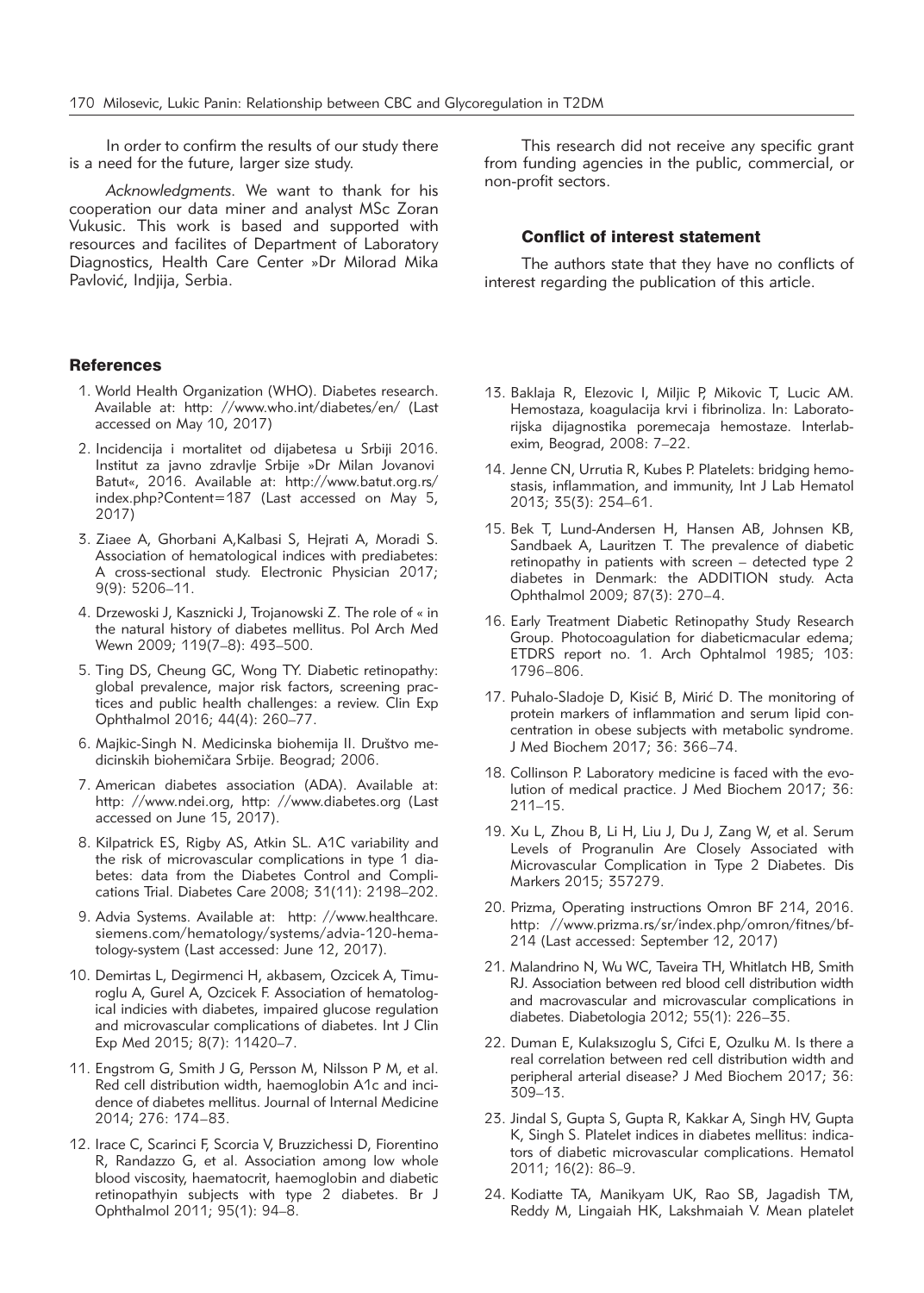In order to confirm the results of our study there is a need for the future, larger size study.

*Acknowledgments*. We want to thank for his cooperation our data miner and analyst MSc Zoran Vukusic. This work is based and supported with resources and facilites of Department of Laboratory Diagnostics, Health Care Center »Dr Milorad Mika Pavlović, Indjija, Serbia.

This research did not receive any specific grant from funding agencies in the public, commercial, or non-profit sectors.

### Conflict of interest statement

The authors state that they have no conflicts of interest regarding the publication of this article.

## References

1. World Health Organization (WHO). Diabetes research. Available at: http: //www.who.int/diabetes/en/ (Last accessed on May 10, 2017)
2. Incidencija i mortalitet od dijabetesa u Srbiji 2016. Institut za javno zdravlje Srbije »Dr Milan Jovanovi Batut«, 2016. Available at: http://www.batut.org.rs/index.php?Content=187 (Last accessed on May 5, 2017)
3. Ziaee A, Ghorbani A,Kalbasi S, Hejrati A, Moradi S. Association of hematological indices with prediabetes: A cross-sectional study. Electronic Physician 2017; 9(9): 5206–11.
4. Drzewoski J, Kasznicki J, Trojanowski Z. The role of « in the natural history of diabetes mellitus. Pol Arch Med Wewn 2009; 119(7–8): 493–500.
5. Ting DS, Cheung GC, Wong TY. Diabetic retinopathy: global prevalence, major risk factors, screening practices and public health challenges: a review. Clin Exp Ophthalmol 2016; 44(4): 260–77.
6. Majkic-Singh N. Medicinska biohemija II. Društvo medicinskih biohemičara Srbije. Beograd; 2006.
7. American diabetes association (ADA). Available at: http: //www.ndei.org, http: //www.diabetes.org (Last accessed on June 15, 2017).
8. Kilpatrick ES, Rigby AS, Atkin SL. A1C variability and the risk of microvascular complications in type 1 diabetes: data from the Diabetes Control and Complications Trial. Diabetes Care 2008; 31(11): 2198–202.
9. Advia Systems. Available at: http: //www.healthcare.siemens.com/hematology/systems/advia-120-hematology-system (Last accessed: June 12, 2017).
10. Demirtas L, Degirmenci H, akbasem, Ozcicek A, Timuroglu A, Gurel A, Ozcicek F. Association of hematological indicies with diabetes, impaired glucose regulation and microvascular complications of diabetes. Int J Clin Exp Med 2015; 8(7): 11420–7.
11. Engstrom G, Smith J G, Persson M, Nilsson P M, et al. Red cell distribution width, haemoglobin A1c and incidence of diabetes mellitus. Journal of Internal Medicine 2014; 276: 174–83.
12. Irace C, Scarinci F, Scorcia V, Bruzzichessi D, Fiorentino R, Randazzo G, et al. Association among low whole blood viscosity, haematocrit, haemoglobin and diabetic retinopathyin subjects with type 2 diabetes. Br J Ophthalmol 2011; 95(1): 94–8.
13. Baklaja R, Elezovic I, Miljic P, Mikovic T, Lucic AM. Hemostaza, koagulacija krvi i fibrinoliza. In: Laboratorijska dijagnostika poremecaja hemostaze. Interlabexim, Beograd, 2008: 7–22.
14. Jenne CN, Urrutia R, Kubes P. Platelets: bridging hemostasis, inflammation, and immunity, Int J Lab Hematol 2013; 35(3): 254–61.
15. Bek T, Lund-Andersen H, Hansen AB, Johnsen KB, Sandbaek A, Lauritzen T. The prevalence of diabetic retinopathy in patients with screen – detected type 2 diabetes in Denmark: the ADDITION study. Acta Ophthalmol 2009; 87(3): 270–4.
16. Early Treatment Diabetic Retinopathy Study Research Group. Photocoagulation for diabeticmacular edema; ETDRS report no. 1. Arch Ophtalmol 1985; 103: 1796–806.
17. Puhalo-Sladoje D, Kisić B, Mirić D. The monitoring of protein markers of inflammation and serum lipid concentration in obese subjects with metabolic syndrome. J Med Biochem 2017; 36: 366–74.
18. Collinson P. Laboratory medicine is faced with the evolution of medical practice. J Med Biochem 2017; 36: 211–15.
19. Xu L, Zhou B, Li H, Liu J, Du J, Zang W, et al. Serum Levels of Progranulin Are Closely Associated with Microvascular Complication in Type 2 Diabetes. Dis Markers 2015; 357279.
20. Prizma, Operating instructions Omron BF 214, 2016. http: //www.prizma.rs/sr/index.php/omron/fitnes/bf-214 (Last accessed: September 12, 2017)
21. Malandrino N, Wu WC, Taveira TH, Whitlatch HB, Smith RJ. Association between red blood cell distribution width and macrovascular and microvascular complications in diabetes. Diabetologia 2012; 55(1): 226–35.
22. Duman E, Kulaksızoglu S, Cifci E, Ozulku M. Is there a real correlation between red cell distribution width and peripheral arterial disease? J Med Biochem 2017; 36: 309–13.
23. Jindal S, Gupta S, Gupta R, Kakkar A, Singh HV, Gupta K, Singh S. Platelet indices in diabetes mellitus: indicators of diabetic microvascular complications. Hematol 2011; 16(2): 86–9.
24. Kodiatte TA, Manikyam UK, Rao SB, Jagadish TM, Reddy M, Lingaiah HK, Lakshmaiah V. Mean platelet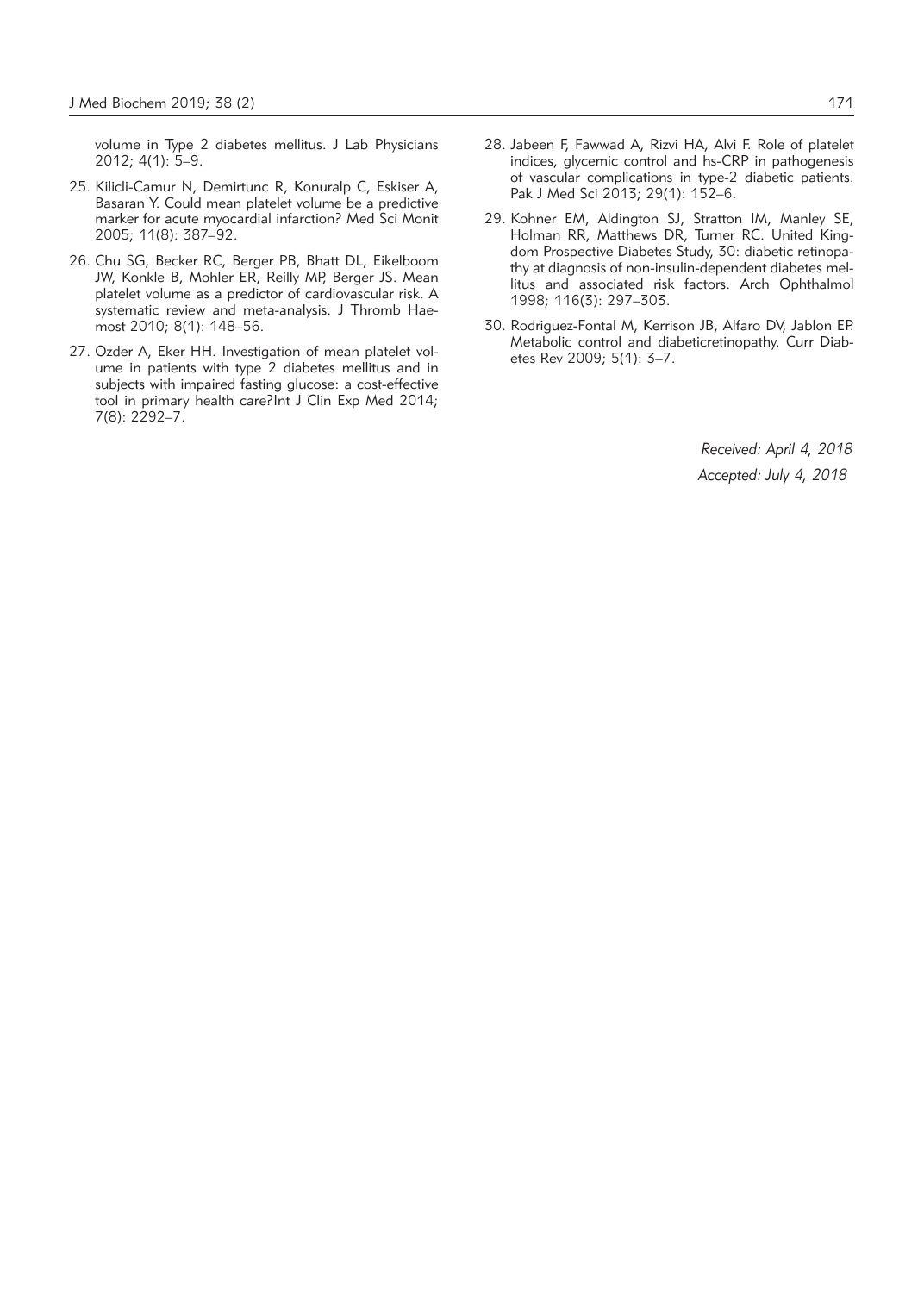volume in Type 2 diabetes mellitus. J Lab Physicians 2012; 4(1): 5–9.

25. Kilicli-Camur N, Demirtunc R, Konuralp C, Eskiser A, Basaran Y. Could mean platelet volume be a predictive marker for acute myocardial infarction? Med Sci Monit 2005; 11(8): 387–92.
26. Chu SG, Becker RC, Berger PB, Bhatt DL, Eikelboom JW, Konkle B, Mohler ER, Reilly MP, Berger JS. Mean platelet volume as a predictor of cardiovascular risk. A systematic review and meta-analysis. J Thromb Haemost 2010; 8(1): 148–56.
27. Ozder A, Eker HH. Investigation of mean platelet volume in patients with type 2 diabetes mellitus and in subjects with impaired fasting glucose: a cost-effective tool in primary health care?Int J Clin Exp Med 2014; 7(8): 2292–7.
28. Jabeen F, Fawwad A, Rizvi HA, Alvi F. Role of platelet indices, glycemic control and hs-CRP in pathogenesis of vascular complications in type-2 diabetic patients. Pak J Med Sci 2013; 29(1): 152–6.
29. Kohner EM, Aldington SJ, Stratton IM, Manley SE, Holman RR, Matthews DR, Turner RC. United Kingdom Prospective Diabetes Study, 30: diabetic retinopathy at diagnosis of non-insulin-dependent diabetes mellitus and associated risk factors. Arch Ophthalmol 1998; 116(3): 297–303.
30. Rodriguez-Fontal M, Kerrison JB, Alfaro DV, Jablon EP. Metabolic control and diabeticretinopathy. Curr Diabetes Rev 2009; 5(1): 3–7.

*Received: April 4, 2018*
*Accepted: July 4, 2018*